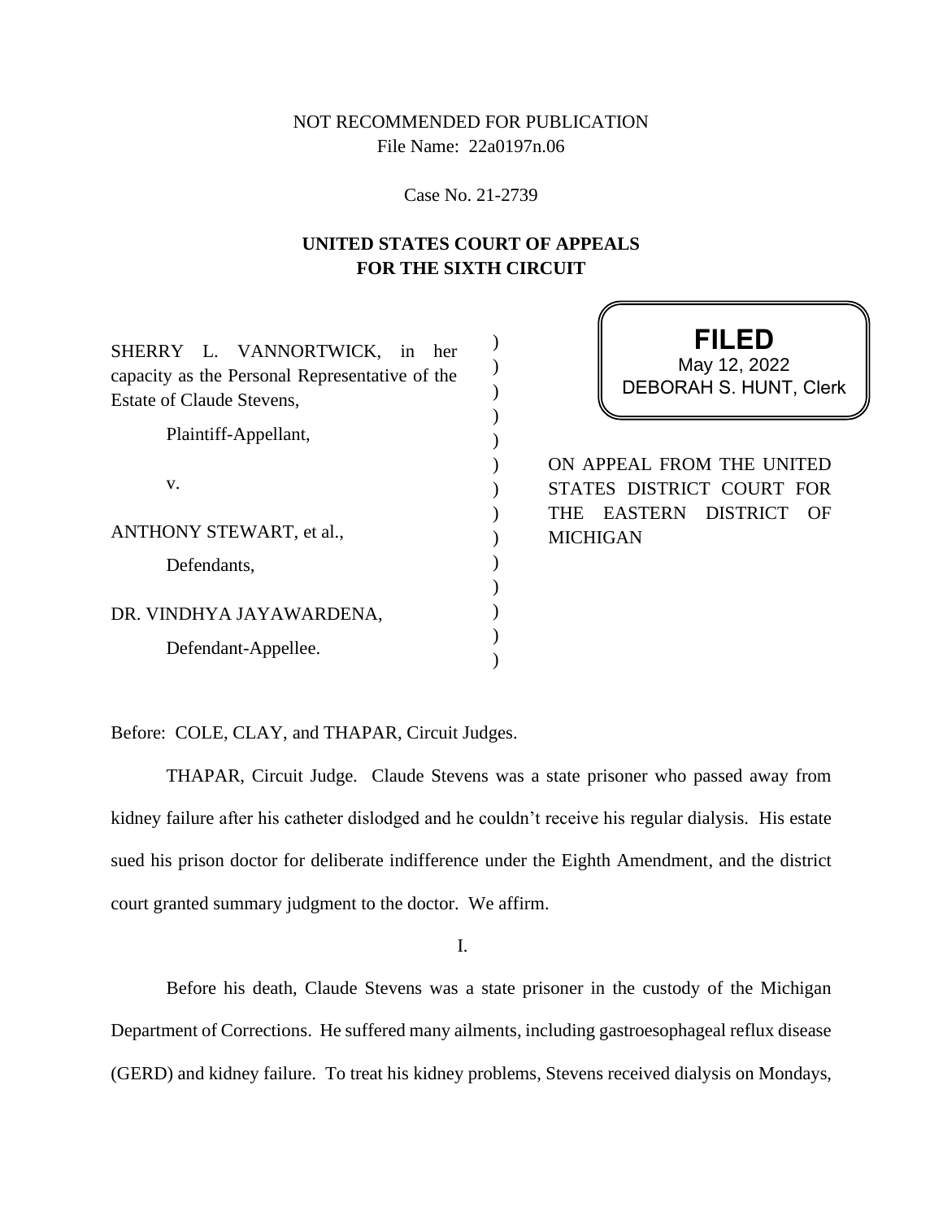NOT RECOMMENDED FOR PUBLICATION
File Name: 22a0197n.06

Case No. 21-2739

**UNITED STATES COURT OF APPEALS
FOR THE SIXTH CIRCUIT**

SHERRY L. VANNORTWICK, in her capacity as the Personal Representative of the Estate of Claude Stevens,

Plaintiff-Appellant,

v.

ANTHONY STEWART, et al.,

Defendants,

DR. VINDHYA JAYAWARDENA,

Defendant-Appellee.

**FILED**
May 12, 2022
DEBORAH S. HUNT, Clerk

ON APPEAL FROM THE UNITED STATES DISTRICT COURT FOR THE EASTERN DISTRICT OF MICHIGAN

Before: COLE, CLAY, and THAPAR, Circuit Judges.

THAPAR, Circuit Judge. Claude Stevens was a state prisoner who passed away from kidney failure after his catheter dislodged and he couldn't receive his regular dialysis. His estate sued his prison doctor for deliberate indifference under the Eighth Amendment, and the district court granted summary judgment to the doctor. We affirm.

I.

Before his death, Claude Stevens was a state prisoner in the custody of the Michigan Department of Corrections. He suffered many ailments, including gastroesophageal reflux disease (GERD) and kidney failure. To treat his kidney problems, Stevens received dialysis on Mondays,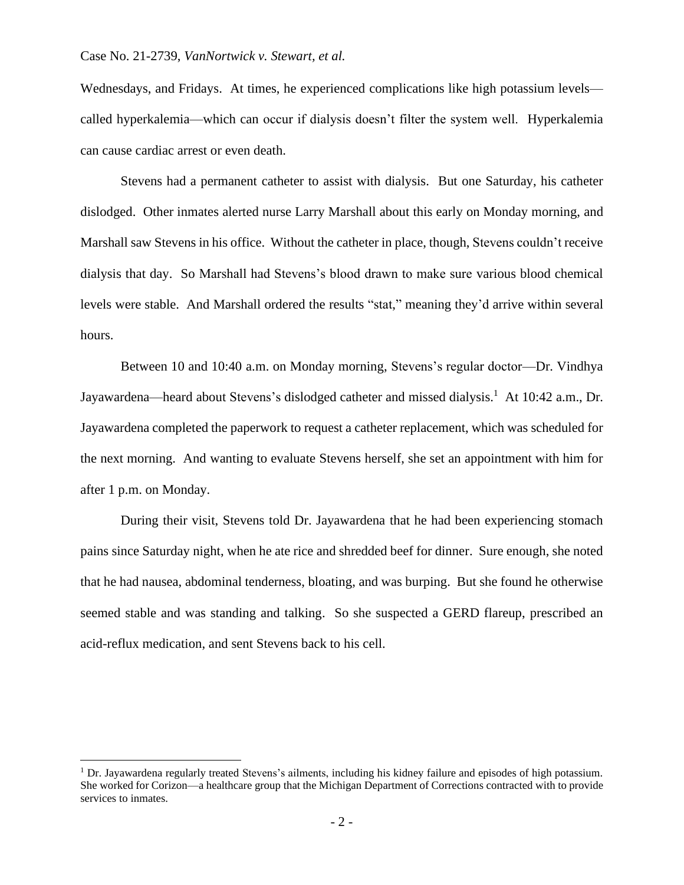Wednesdays, and Fridays. At times, he experienced complications like high potassium levels—called hyperkalemia—which can occur if dialysis doesn't filter the system well. Hyperkalemia can cause cardiac arrest or even death.

Stevens had a permanent catheter to assist with dialysis. But one Saturday, his catheter dislodged. Other inmates alerted nurse Larry Marshall about this early on Monday morning, and Marshall saw Stevens in his office. Without the catheter in place, though, Stevens couldn't receive dialysis that day. So Marshall had Stevens's blood drawn to make sure various blood chemical levels were stable. And Marshall ordered the results "stat," meaning they'd arrive within several hours.

Between 10 and 10:40 a.m. on Monday morning, Stevens's regular doctor—Dr. Vindhya Jayawardena—heard about Stevens's dislodged catheter and missed dialysis.[1] At 10:42 a.m., Dr. Jayawardena completed the paperwork to request a catheter replacement, which was scheduled for the next morning. And wanting to evaluate Stevens herself, she set an appointment with him for after 1 p.m. on Monday.

During their visit, Stevens told Dr. Jayawardena that he had been experiencing stomach pains since Saturday night, when he ate rice and shredded beef for dinner. Sure enough, she noted that he had nausea, abdominal tenderness, bloating, and was burping. But she found he otherwise seemed stable and was standing and talking. So she suspected a GERD flareup, prescribed an acid-reflux medication, and sent Stevens back to his cell.

[1] Dr. Jayawardena regularly treated Stevens's ailments, including his kidney failure and episodes of high potassium. She worked for Corizon—a healthcare group that the Michigan Department of Corrections contracted with to provide services to inmates.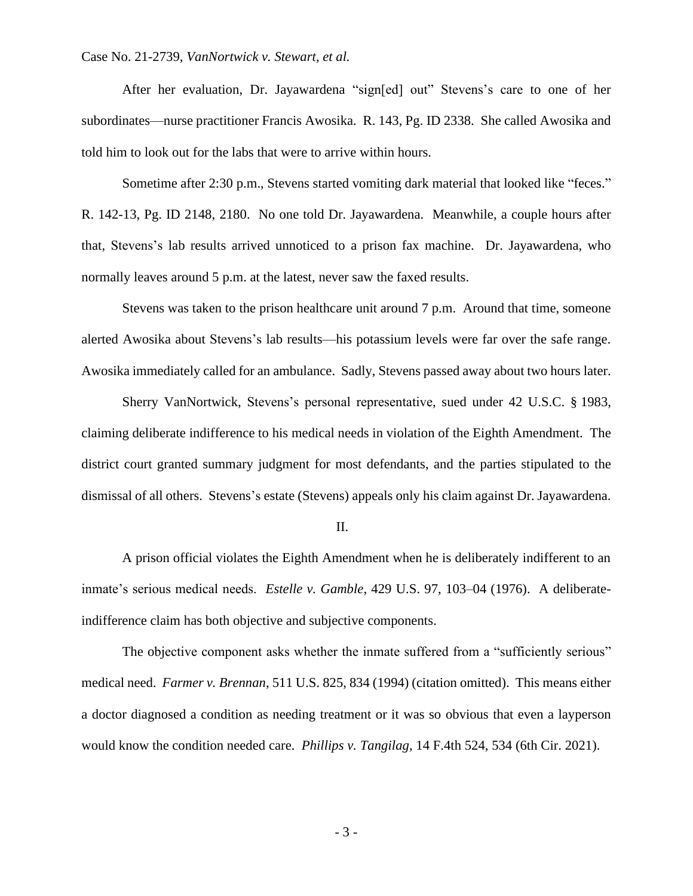After her evaluation, Dr. Jayawardena "sign[ed] out" Stevens's care to one of her subordinates—nurse practitioner Francis Awosika. R. 143, Pg. ID 2338. She called Awosika and told him to look out for the labs that were to arrive within hours.

Sometime after 2:30 p.m., Stevens started vomiting dark material that looked like "feces." R. 142-13, Pg. ID 2148, 2180. No one told Dr. Jayawardena. Meanwhile, a couple hours after that, Stevens's lab results arrived unnoticed to a prison fax machine. Dr. Jayawardena, who normally leaves around 5 p.m. at the latest, never saw the faxed results.

Stevens was taken to the prison healthcare unit around 7 p.m. Around that time, someone alerted Awosika about Stevens's lab results—his potassium levels were far over the safe range. Awosika immediately called for an ambulance. Sadly, Stevens passed away about two hours later.

Sherry VanNortwick, Stevens's personal representative, sued under 42 U.S.C. § 1983, claiming deliberate indifference to his medical needs in violation of the Eighth Amendment. The district court granted summary judgment for most defendants, and the parties stipulated to the dismissal of all others. Stevens's estate (Stevens) appeals only his claim against Dr. Jayawardena.

## II.

A prison official violates the Eighth Amendment when he is deliberately indifferent to an inmate's serious medical needs. *Estelle v. Gamble*, 429 U.S. 97, 103–04 (1976). A deliberate-indifference claim has both objective and subjective components.

The objective component asks whether the inmate suffered from a "sufficiently serious" medical need. *Farmer v. Brennan*, 511 U.S. 825, 834 (1994) (citation omitted). This means either a doctor diagnosed a condition as needing treatment or it was so obvious that even a layperson would know the condition needed care. *Phillips v. Tangilag*, 14 F.4th 524, 534 (6th Cir. 2021).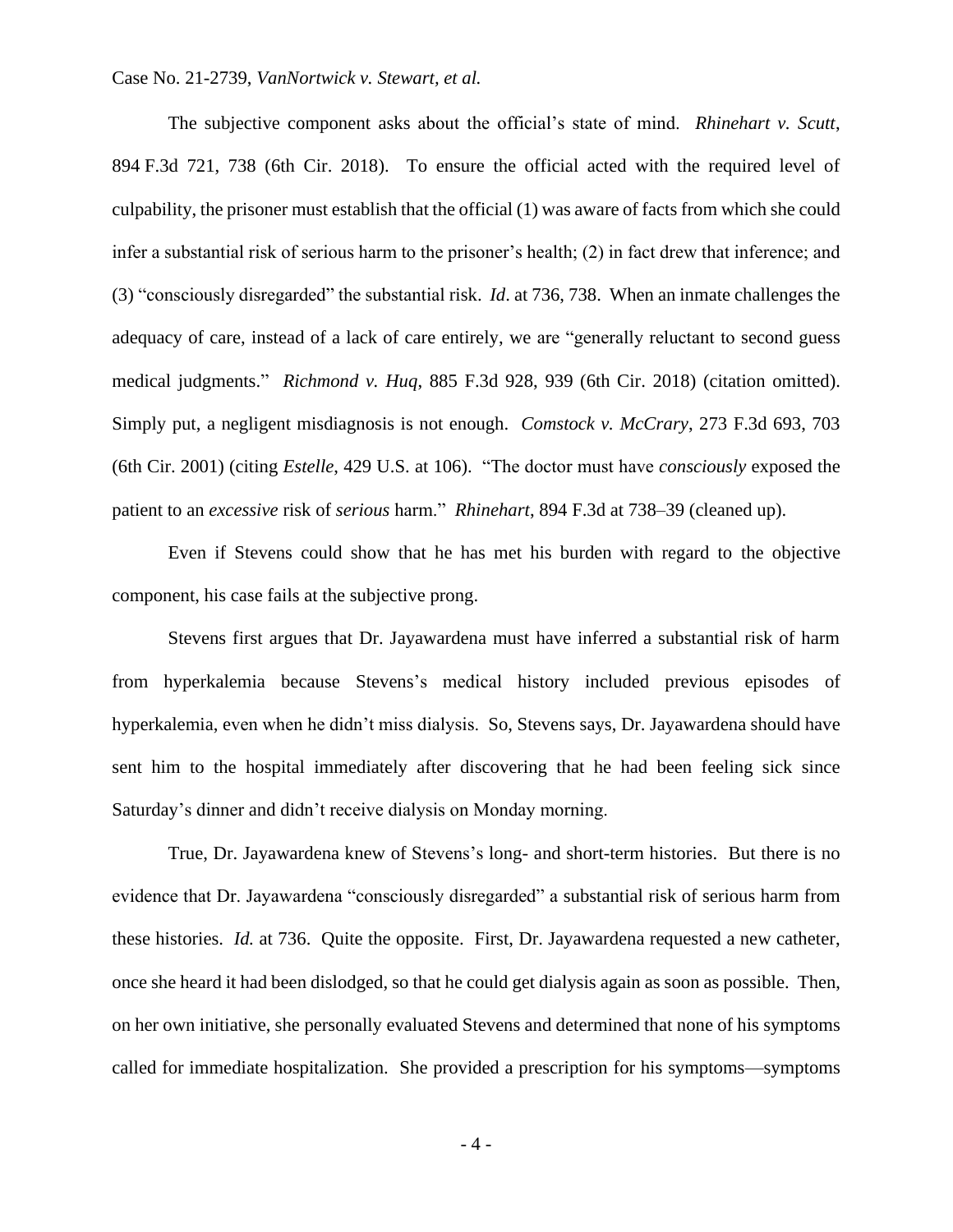The subjective component asks about the official's state of mind. *Rhinehart v. Scutt*, 894 F.3d 721, 738 (6th Cir. 2018). To ensure the official acted with the required level of culpability, the prisoner must establish that the official (1) was aware of facts from which she could infer a substantial risk of serious harm to the prisoner's health; (2) in fact drew that inference; and (3) "consciously disregarded" the substantial risk. *Id*. at 736, 738. When an inmate challenges the adequacy of care, instead of a lack of care entirely, we are "generally reluctant to second guess medical judgments." *Richmond v. Huq*, 885 F.3d 928, 939 (6th Cir. 2018) (citation omitted). Simply put, a negligent misdiagnosis is not enough. *Comstock v. McCrary*, 273 F.3d 693, 703 (6th Cir. 2001) (citing *Estelle*, 429 U.S. at 106). "The doctor must have *consciously* exposed the patient to an *excessive* risk of *serious* harm." *Rhinehart*, 894 F.3d at 738–39 (cleaned up).

Even if Stevens could show that he has met his burden with regard to the objective component, his case fails at the subjective prong.

Stevens first argues that Dr. Jayawardena must have inferred a substantial risk of harm from hyperkalemia because Stevens's medical history included previous episodes of hyperkalemia, even when he didn't miss dialysis. So, Stevens says, Dr. Jayawardena should have sent him to the hospital immediately after discovering that he had been feeling sick since Saturday's dinner and didn't receive dialysis on Monday morning.

True, Dr. Jayawardena knew of Stevens's long- and short-term histories. But there is no evidence that Dr. Jayawardena "consciously disregarded" a substantial risk of serious harm from these histories. *Id.* at 736. Quite the opposite. First, Dr. Jayawardena requested a new catheter, once she heard it had been dislodged, so that he could get dialysis again as soon as possible. Then, on her own initiative, she personally evaluated Stevens and determined that none of his symptoms called for immediate hospitalization. She provided a prescription for his symptoms—symptoms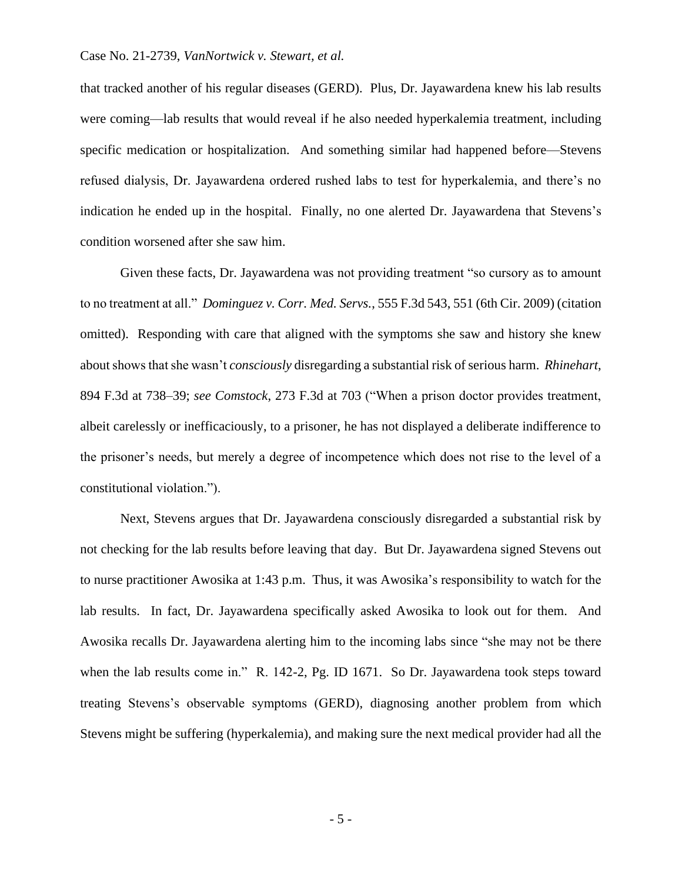that tracked another of his regular diseases (GERD). Plus, Dr. Jayawardena knew his lab results were coming—lab results that would reveal if he also needed hyperkalemia treatment, including specific medication or hospitalization. And something similar had happened before—Stevens refused dialysis, Dr. Jayawardena ordered rushed labs to test for hyperkalemia, and there's no indication he ended up in the hospital. Finally, no one alerted Dr. Jayawardena that Stevens's condition worsened after she saw him.

Given these facts, Dr. Jayawardena was not providing treatment "so cursory as to amount to no treatment at all." *Dominguez v. Corr. Med. Servs.*, 555 F.3d 543, 551 (6th Cir. 2009) (citation omitted). Responding with care that aligned with the symptoms she saw and history she knew about shows that she wasn't *consciously* disregarding a substantial risk of serious harm. *Rhinehart*, 894 F.3d at 738–39; *see Comstock*, 273 F.3d at 703 ("When a prison doctor provides treatment, albeit carelessly or inefficaciously, to a prisoner, he has not displayed a deliberate indifference to the prisoner's needs, but merely a degree of incompetence which does not rise to the level of a constitutional violation.").

Next, Stevens argues that Dr. Jayawardena consciously disregarded a substantial risk by not checking for the lab results before leaving that day. But Dr. Jayawardena signed Stevens out to nurse practitioner Awosika at 1:43 p.m. Thus, it was Awosika's responsibility to watch for the lab results. In fact, Dr. Jayawardena specifically asked Awosika to look out for them. And Awosika recalls Dr. Jayawardena alerting him to the incoming labs since "she may not be there when the lab results come in." R. 142-2, Pg. ID 1671. So Dr. Jayawardena took steps toward treating Stevens's observable symptoms (GERD), diagnosing another problem from which Stevens might be suffering (hyperkalemia), and making sure the next medical provider had all the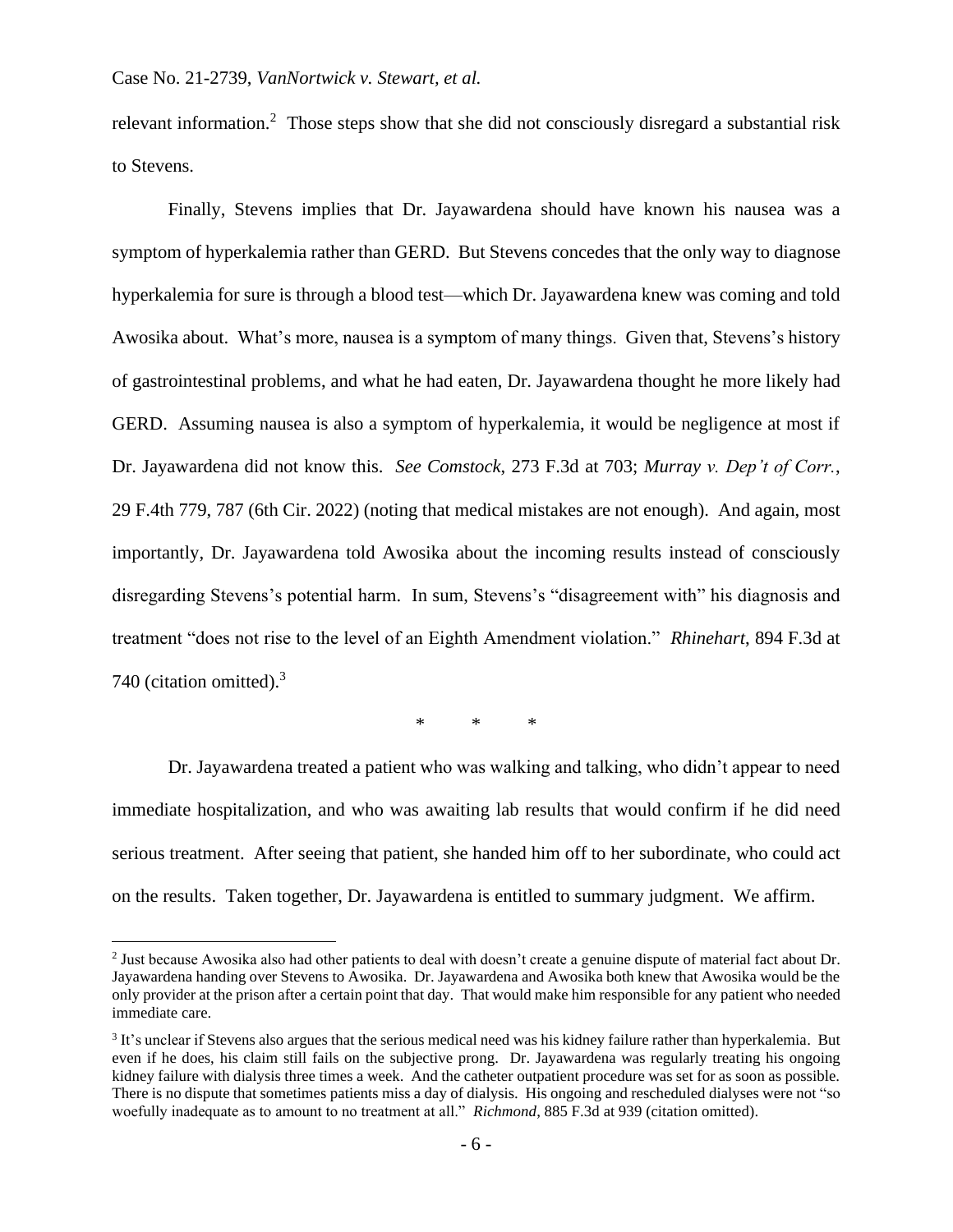relevant information.[2] Those steps show that she did not consciously disregard a substantial risk to Stevens.

Finally, Stevens implies that Dr. Jayawardena should have known his nausea was a symptom of hyperkalemia rather than GERD. But Stevens concedes that the only way to diagnose hyperkalemia for sure is through a blood test—which Dr. Jayawardena knew was coming and told Awosika about. What's more, nausea is a symptom of many things. Given that, Stevens's history of gastrointestinal problems, and what he had eaten, Dr. Jayawardena thought he more likely had GERD. Assuming nausea is also a symptom of hyperkalemia, it would be negligence at most if Dr. Jayawardena did not know this. *See Comstock*, 273 F.3d at 703; *Murray v. Dep't of Corr.*, 29 F.4th 779, 787 (6th Cir. 2022) (noting that medical mistakes are not enough). And again, most importantly, Dr. Jayawardena told Awosika about the incoming results instead of consciously disregarding Stevens's potential harm. In sum, Stevens's "disagreement with" his diagnosis and treatment "does not rise to the level of an Eighth Amendment violation." *Rhinehart*, 894 F.3d at 740 (citation omitted).[3]

\* \* \*

Dr. Jayawardena treated a patient who was walking and talking, who didn't appear to need immediate hospitalization, and who was awaiting lab results that would confirm if he did need serious treatment. After seeing that patient, she handed him off to her subordinate, who could act on the results. Taken together, Dr. Jayawardena is entitled to summary judgment. We affirm.

---

[2] Just because Awosika also had other patients to deal with doesn't create a genuine dispute of material fact about Dr. Jayawardena handing over Stevens to Awosika. Dr. Jayawardena and Awosika both knew that Awosika would be the only provider at the prison after a certain point that day. That would make him responsible for any patient who needed immediate care.

[3] It's unclear if Stevens also argues that the serious medical need was his kidney failure rather than hyperkalemia. But even if he does, his claim still fails on the subjective prong. Dr. Jayawardena was regularly treating his ongoing kidney failure with dialysis three times a week. And the catheter outpatient procedure was set for as soon as possible. There is no dispute that sometimes patients miss a day of dialysis. His ongoing and rescheduled dialyses were not "so woefully inadequate as to amount to no treatment at all." *Richmond*, 885 F.3d at 939 (citation omitted).